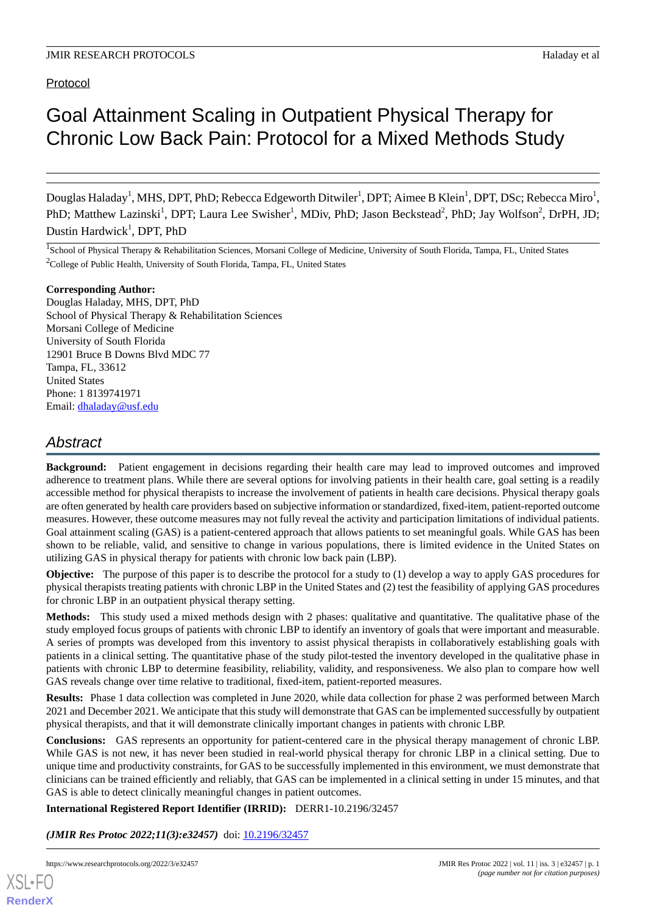Protocol

# Goal Attainment Scaling in Outpatient Physical Therapy for Chronic Low Back Pain: Protocol for a Mixed Methods Study

Douglas Haladay[1], MHS, DPT, PhD; Rebecca Edgeworth Ditwiler[1], DPT; Aimee B Klein[1], DPT, DSc; Rebecca Miro[1], PhD; Matthew Lazinski[1], DPT; Laura Lee Swisher[1], MDiv, PhD; Jason Beckstead[2], PhD; Jay Wolfson[2], DrPH, JD; Dustin Hardwick[1], DPT, PhD

[1]School of Physical Therapy & Rehabilitation Sciences, Morsani College of Medicine, University of South Florida, Tampa, FL, United States

[2]College of Public Health, University of South Florida, Tampa, FL, United States

**Corresponding Author:**
Douglas Haladay, MHS, DPT, PhD
School of Physical Therapy & Rehabilitation Sciences
Morsani College of Medicine
University of South Florida
12901 Bruce B Downs Blvd MDC 77
Tampa, FL, 33612
United States
Phone: 1 8139741971
Email: dhaladay@usf.edu

## Abstract

**Background:** Patient engagement in decisions regarding their health care may lead to improved outcomes and improved adherence to treatment plans. While there are several options for involving patients in their health care, goal setting is a readily accessible method for physical therapists to increase the involvement of patients in health care decisions. Physical therapy goals are often generated by health care providers based on subjective information or standardized, fixed-item, patient-reported outcome measures. However, these outcome measures may not fully reveal the activity and participation limitations of individual patients. Goal attainment scaling (GAS) is a patient-centered approach that allows patients to set meaningful goals. While GAS has been shown to be reliable, valid, and sensitive to change in various populations, there is limited evidence in the United States on utilizing GAS in physical therapy for patients with chronic low back pain (LBP).

**Objective:** The purpose of this paper is to describe the protocol for a study to (1) develop a way to apply GAS procedures for physical therapists treating patients with chronic LBP in the United States and (2) test the feasibility of applying GAS procedures for chronic LBP in an outpatient physical therapy setting.

**Methods:** This study used a mixed methods design with 2 phases: qualitative and quantitative. The qualitative phase of the study employed focus groups of patients with chronic LBP to identify an inventory of goals that were important and measurable. A series of prompts was developed from this inventory to assist physical therapists in collaboratively establishing goals with patients in a clinical setting. The quantitative phase of the study pilot-tested the inventory developed in the qualitative phase in patients with chronic LBP to determine feasibility, reliability, validity, and responsiveness. We also plan to compare how well GAS reveals change over time relative to traditional, fixed-item, patient-reported measures.

**Results:** Phase 1 data collection was completed in June 2020, while data collection for phase 2 was performed between March 2021 and December 2021. We anticipate that this study will demonstrate that GAS can be implemented successfully by outpatient physical therapists, and that it will demonstrate clinically important changes in patients with chronic LBP.

**Conclusions:** GAS represents an opportunity for patient-centered care in the physical therapy management of chronic LBP. While GAS is not new, it has never been studied in real-world physical therapy for chronic LBP in a clinical setting. Due to unique time and productivity constraints, for GAS to be successfully implemented in this environment, we must demonstrate that clinicians can be trained efficiently and reliably, that GAS can be implemented in a clinical setting in under 15 minutes, and that GAS is able to detect clinically meaningful changes in patient outcomes.

**International Registered Report Identifier (IRRID):** DERR1-10.2196/32457

***(JMIR Res Protoc 2022;11(3):e32457)*** doi: 10.2196/32457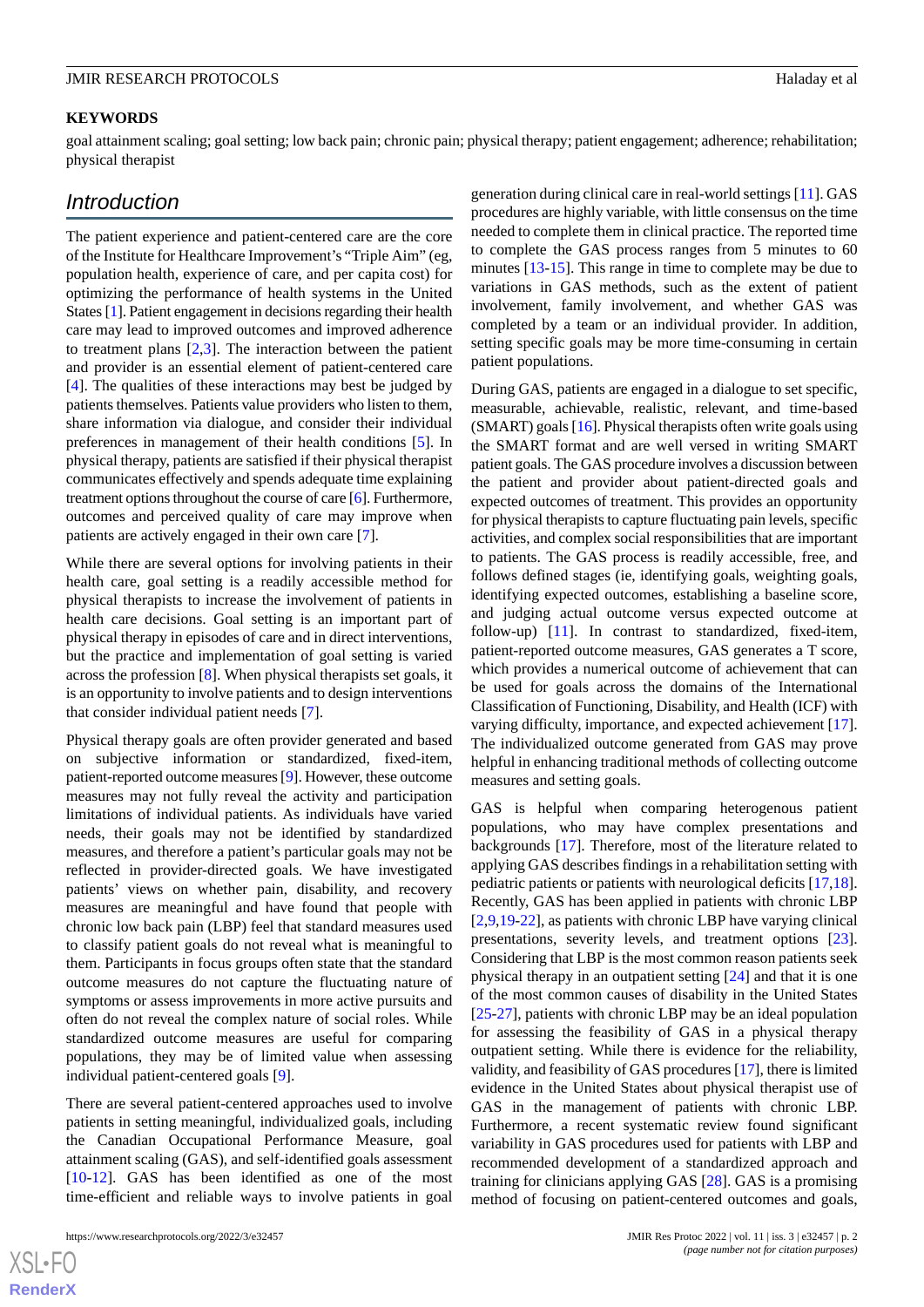**KEYWORDS**

goal attainment scaling; goal setting; low back pain; chronic pain; physical therapy; patient engagement; adherence; rehabilitation; physical therapist

## Introduction

The patient experience and patient-centered care are the core of the Institute for Healthcare Improvement's "Triple Aim" (eg, population health, experience of care, and per capita cost) for optimizing the performance of health systems in the United States [1]. Patient engagement in decisions regarding their health care may lead to improved outcomes and improved adherence to treatment plans [2,3]. The interaction between the patient and provider is an essential element of patient-centered care [4]. The qualities of these interactions may best be judged by patients themselves. Patients value providers who listen to them, share information via dialogue, and consider their individual preferences in management of their health conditions [5]. In physical therapy, patients are satisfied if their physical therapist communicates effectively and spends adequate time explaining treatment options throughout the course of care [6]. Furthermore, outcomes and perceived quality of care may improve when patients are actively engaged in their own care [7].

While there are several options for involving patients in their health care, goal setting is a readily accessible method for physical therapists to increase the involvement of patients in health care decisions. Goal setting is an important part of physical therapy in episodes of care and in direct interventions, but the practice and implementation of goal setting is varied across the profession [8]. When physical therapists set goals, it is an opportunity to involve patients and to design interventions that consider individual patient needs [7].

Physical therapy goals are often provider generated and based on subjective information or standardized, fixed-item, patient-reported outcome measures [9]. However, these outcome measures may not fully reveal the activity and participation limitations of individual patients. As individuals have varied needs, their goals may not be identified by standardized measures, and therefore a patient's particular goals may not be reflected in provider-directed goals. We have investigated patients' views on whether pain, disability, and recovery measures are meaningful and have found that people with chronic low back pain (LBP) feel that standard measures used to classify patient goals do not reveal what is meaningful to them. Participants in focus groups often state that the standard outcome measures do not capture the fluctuating nature of symptoms or assess improvements in more active pursuits and often do not reveal the complex nature of social roles. While standardized outcome measures are useful for comparing populations, they may be of limited value when assessing individual patient-centered goals [9].

There are several patient-centered approaches used to involve patients in setting meaningful, individualized goals, including the Canadian Occupational Performance Measure, goal attainment scaling (GAS), and self-identified goals assessment [10-12]. GAS has been identified as one of the most time-efficient and reliable ways to involve patients in goal generation during clinical care in real-world settings [11]. GAS procedures are highly variable, with little consensus on the time needed to complete them in clinical practice. The reported time to complete the GAS process ranges from 5 minutes to 60 minutes [13-15]. This range in time to complete may be due to variations in GAS methods, such as the extent of patient involvement, family involvement, and whether GAS was completed by a team or an individual provider. In addition, setting specific goals may be more time-consuming in certain patient populations.

During GAS, patients are engaged in a dialogue to set specific, measurable, achievable, realistic, relevant, and time-based (SMART) goals [16]. Physical therapists often write goals using the SMART format and are well versed in writing SMART patient goals. The GAS procedure involves a discussion between the patient and provider about patient-directed goals and expected outcomes of treatment. This provides an opportunity for physical therapists to capture fluctuating pain levels, specific activities, and complex social responsibilities that are important to patients. The GAS process is readily accessible, free, and follows defined stages (ie, identifying goals, weighting goals, identifying expected outcomes, establishing a baseline score, and judging actual outcome versus expected outcome at follow-up) [11]. In contrast to standardized, fixed-item, patient-reported outcome measures, GAS generates a T score, which provides a numerical outcome of achievement that can be used for goals across the domains of the International Classification of Functioning, Disability, and Health (ICF) with varying difficulty, importance, and expected achievement [17]. The individualized outcome generated from GAS may prove helpful in enhancing traditional methods of collecting outcome measures and setting goals.

GAS is helpful when comparing heterogenous patient populations, who may have complex presentations and backgrounds [17]. Therefore, most of the literature related to applying GAS describes findings in a rehabilitation setting with pediatric patients or patients with neurological deficits [17,18]. Recently, GAS has been applied in patients with chronic LBP [2,9,19-22], as patients with chronic LBP have varying clinical presentations, severity levels, and treatment options [23]. Considering that LBP is the most common reason patients seek physical therapy in an outpatient setting [24] and that it is one of the most common causes of disability in the United States [25-27], patients with chronic LBP may be an ideal population for assessing the feasibility of GAS in a physical therapy outpatient setting. While there is evidence for the reliability, validity, and feasibility of GAS procedures [17], there is limited evidence in the United States about physical therapist use of GAS in the management of patients with chronic LBP. Furthermore, a recent systematic review found significant variability in GAS procedures used for patients with LBP and recommended development of a standardized approach and training for clinicians applying GAS [28]. GAS is a promising method of focusing on patient-centered outcomes and goals,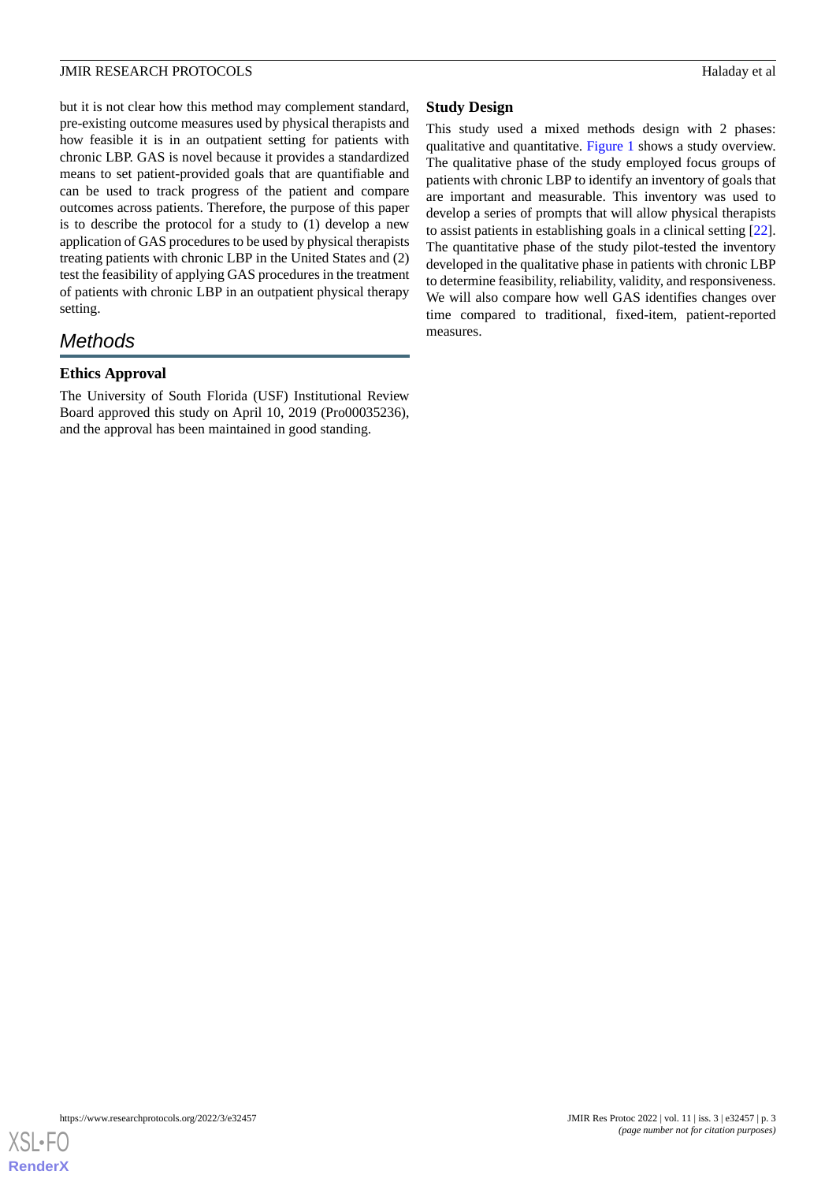but it is not clear how this method may complement standard, pre-existing outcome measures used by physical therapists and how feasible it is in an outpatient setting for patients with chronic LBP. GAS is novel because it provides a standardized means to set patient-provided goals that are quantifiable and can be used to track progress of the patient and compare outcomes across patients. Therefore, the purpose of this paper is to describe the protocol for a study to (1) develop a new application of GAS procedures to be used by physical therapists treating patients with chronic LBP in the United States and (2) test the feasibility of applying GAS procedures in the treatment of patients with chronic LBP in an outpatient physical therapy setting.

## Methods

### Ethics Approval

The University of South Florida (USF) Institutional Review Board approved this study on April 10, 2019 (Pro00035236), and the approval has been maintained in good standing.

### Study Design

This study used a mixed methods design with 2 phases: qualitative and quantitative. Figure 1 shows a study overview. The qualitative phase of the study employed focus groups of patients with chronic LBP to identify an inventory of goals that are important and measurable. This inventory was used to develop a series of prompts that will allow physical therapists to assist patients in establishing goals in a clinical setting [22]. The quantitative phase of the study pilot-tested the inventory developed in the qualitative phase in patients with chronic LBP to determine feasibility, reliability, validity, and responsiveness. We will also compare how well GAS identifies changes over time compared to traditional, fixed-item, patient-reported measures.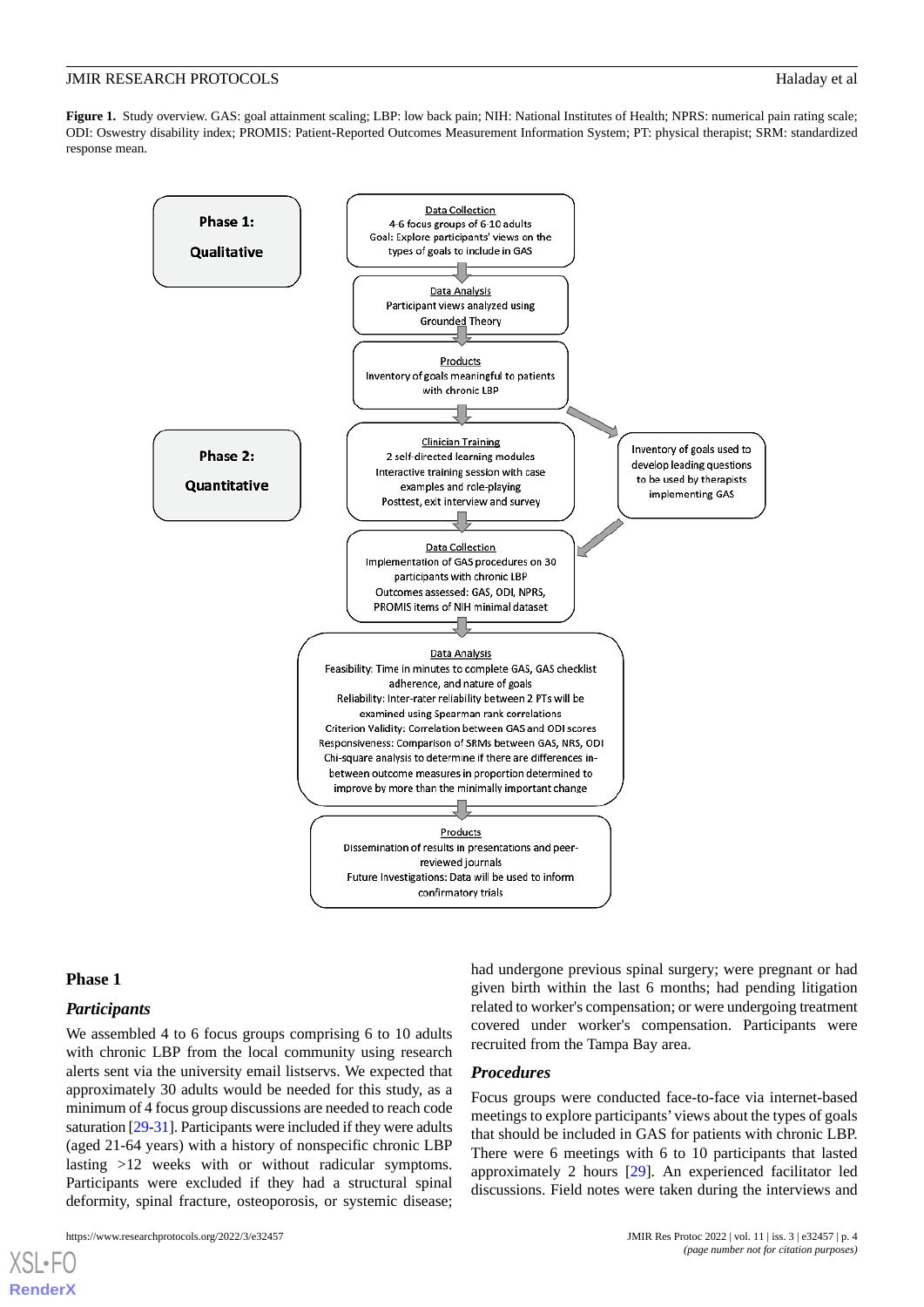**Figure 1.** Study overview. GAS: goal attainment scaling; LBP: low back pain; NIH: National Institutes of Health; NPRS: numerical pain rating scale; ODI: Oswestry disability index; PROMIS: Patient-Reported Outcomes Measurement Information System; PT: physical therapist; SRM: standardized response mean.

**Phase 1: Qualitative**

Data Collection
4-6 focus groups of 6-10 adults
Goal: Explore participants' views on the types of goals to include in GAS

Data Analysis
Participant views analyzed using Grounded Theory

Products
Inventory of goals meaningful to patients with chronic LBP

**Phase 2: Quantitative**

Clinician Training
2 self-directed learning modules
Interactive training session with case examples and role-playing
Posttest, exit interview and survey

Inventory of goals used to develop leading questions to be used by therapists implementing GAS

Data Collection
Implementation of GAS procedures on 30 participants with chronic LBP
Outcomes assessed: GAS, ODI, NPRS, PROMIS items of NIH minimal dataset

Data Analysis
Feasibility: Time in minutes to complete GAS, GAS checklist adherence, and nature of goals
Reliability: Inter-rater reliability between 2 PTs will be examined using Spearman rank correlations
Criterion Validity: Correlation between GAS and ODI scores
Responsiveness: Comparison of SRMs between GAS, NRS, ODI
Chi-square analysis to determine if there are differences in-between outcome measures in proportion determined to improve by more than the minimally important change

Products
Dissemination of results in presentations and peer-reviewed journals
Future Investigations: Data will be used to inform confirmatory trials

## Phase 1

### *Participants*

We assembled 4 to 6 focus groups comprising 6 to 10 adults with chronic LBP from the local community using research alerts sent via the university email listservs. We expected that approximately 30 adults would be needed for this study, as a minimum of 4 focus group discussions are needed to reach code saturation [29-31]. Participants were included if they were adults (aged 21-64 years) with a history of nonspecific chronic LBP lasting >12 weeks with or without radicular symptoms. Participants were excluded if they had a structural spinal deformity, spinal fracture, osteoporosis, or systemic disease; had undergone previous spinal surgery; were pregnant or had given birth within the last 6 months; had pending litigation related to worker's compensation; or were undergoing treatment covered under worker's compensation. Participants were recruited from the Tampa Bay area.

### *Procedures*

Focus groups were conducted face-to-face via internet-based meetings to explore participants' views about the types of goals that should be included in GAS for patients with chronic LBP. There were 6 meetings with 6 to 10 participants that lasted approximately 2 hours [29]. An experienced facilitator led discussions. Field notes were taken during the interviews and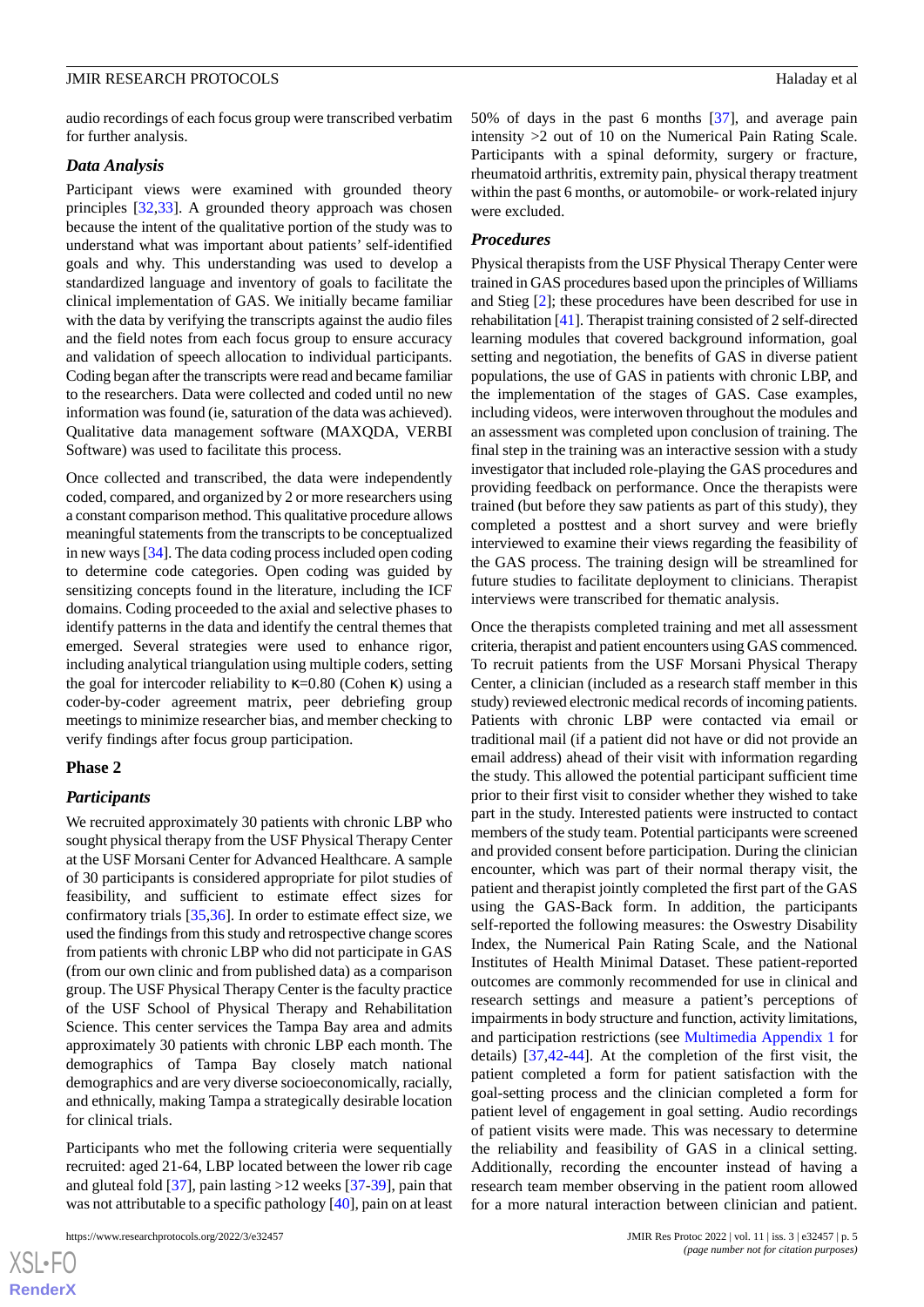audio recordings of each focus group were transcribed verbatim for further analysis.

### *Data Analysis*

Participant views were examined with grounded theory principles [32,33]. A grounded theory approach was chosen because the intent of the qualitative portion of the study was to understand what was important about patients' self-identified goals and why. This understanding was used to develop a standardized language and inventory of goals to facilitate the clinical implementation of GAS. We initially became familiar with the data by verifying the transcripts against the audio files and the field notes from each focus group to ensure accuracy and validation of speech allocation to individual participants. Coding began after the transcripts were read and became familiar to the researchers. Data were collected and coded until no new information was found (ie, saturation of the data was achieved). Qualitative data management software (MAXQDA, VERBI Software) was used to facilitate this process.

Once collected and transcribed, the data were independently coded, compared, and organized by 2 or more researchers using a constant comparison method. This qualitative procedure allows meaningful statements from the transcripts to be conceptualized in new ways [34]. The data coding process included open coding to determine code categories. Open coding was guided by sensitizing concepts found in the literature, including the ICF domains. Coding proceeded to the axial and selective phases to identify patterns in the data and identify the central themes that emerged. Several strategies were used to enhance rigor, including analytical triangulation using multiple coders, setting the goal for intercoder reliability to κ=0.80 (Cohen κ) using a coder-by-coder agreement matrix, peer debriefing group meetings to minimize researcher bias, and member checking to verify findings after focus group participation.

## Phase 2

### *Participants*

We recruited approximately 30 patients with chronic LBP who sought physical therapy from the USF Physical Therapy Center at the USF Morsani Center for Advanced Healthcare. A sample of 30 participants is considered appropriate for pilot studies of feasibility, and sufficient to estimate effect sizes for confirmatory trials [35,36]. In order to estimate effect size, we used the findings from this study and retrospective change scores from patients with chronic LBP who did not participate in GAS (from our own clinic and from published data) as a comparison group. The USF Physical Therapy Center is the faculty practice of the USF School of Physical Therapy and Rehabilitation Science. This center services the Tampa Bay area and admits approximately 30 patients with chronic LBP each month. The demographics of Tampa Bay closely match national demographics and are very diverse socioeconomically, racially, and ethnically, making Tampa a strategically desirable location for clinical trials.

Participants who met the following criteria were sequentially recruited: aged 21-64, LBP located between the lower rib cage and gluteal fold [37], pain lasting >12 weeks [37-39], pain that was not attributable to a specific pathology [40], pain on at least 50% of days in the past 6 months [37], and average pain intensity >2 out of 10 on the Numerical Pain Rating Scale. Participants with a spinal deformity, surgery or fracture, rheumatoid arthritis, extremity pain, physical therapy treatment within the past 6 months, or automobile- or work-related injury were excluded.

### *Procedures*

Physical therapists from the USF Physical Therapy Center were trained in GAS procedures based upon the principles of Williams and Stieg [2]; these procedures have been described for use in rehabilitation [41]. Therapist training consisted of 2 self-directed learning modules that covered background information, goal setting and negotiation, the benefits of GAS in diverse patient populations, the use of GAS in patients with chronic LBP, and the implementation of the stages of GAS. Case examples, including videos, were interwoven throughout the modules and an assessment was completed upon conclusion of training. The final step in the training was an interactive session with a study investigator that included role-playing the GAS procedures and providing feedback on performance. Once the therapists were trained (but before they saw patients as part of this study), they completed a posttest and a short survey and were briefly interviewed to examine their views regarding the feasibility of the GAS process. The training design will be streamlined for future studies to facilitate deployment to clinicians. Therapist interviews were transcribed for thematic analysis.

Once the therapists completed training and met all assessment criteria, therapist and patient encounters using GAS commenced. To recruit patients from the USF Morsani Physical Therapy Center, a clinician (included as a research staff member in this study) reviewed electronic medical records of incoming patients. Patients with chronic LBP were contacted via email or traditional mail (if a patient did not have or did not provide an email address) ahead of their visit with information regarding the study. This allowed the potential participant sufficient time prior to their first visit to consider whether they wished to take part in the study. Interested patients were instructed to contact members of the study team. Potential participants were screened and provided consent before participation. During the clinician encounter, which was part of their normal therapy visit, the patient and therapist jointly completed the first part of the GAS using the GAS-Back form. In addition, the participants self-reported the following measures: the Oswestry Disability Index, the Numerical Pain Rating Scale, and the National Institutes of Health Minimal Dataset. These patient-reported outcomes are commonly recommended for use in clinical and research settings and measure a patient's perceptions of impairments in body structure and function, activity limitations, and participation restrictions (see Multimedia Appendix 1 for details) [37,42-44]. At the completion of the first visit, the patient completed a form for patient satisfaction with the goal-setting process and the clinician completed a form for patient level of engagement in goal setting. Audio recordings of patient visits were made. This was necessary to determine the reliability and feasibility of GAS in a clinical setting. Additionally, recording the encounter instead of having a research team member observing in the patient room allowed for a more natural interaction between clinician and patient.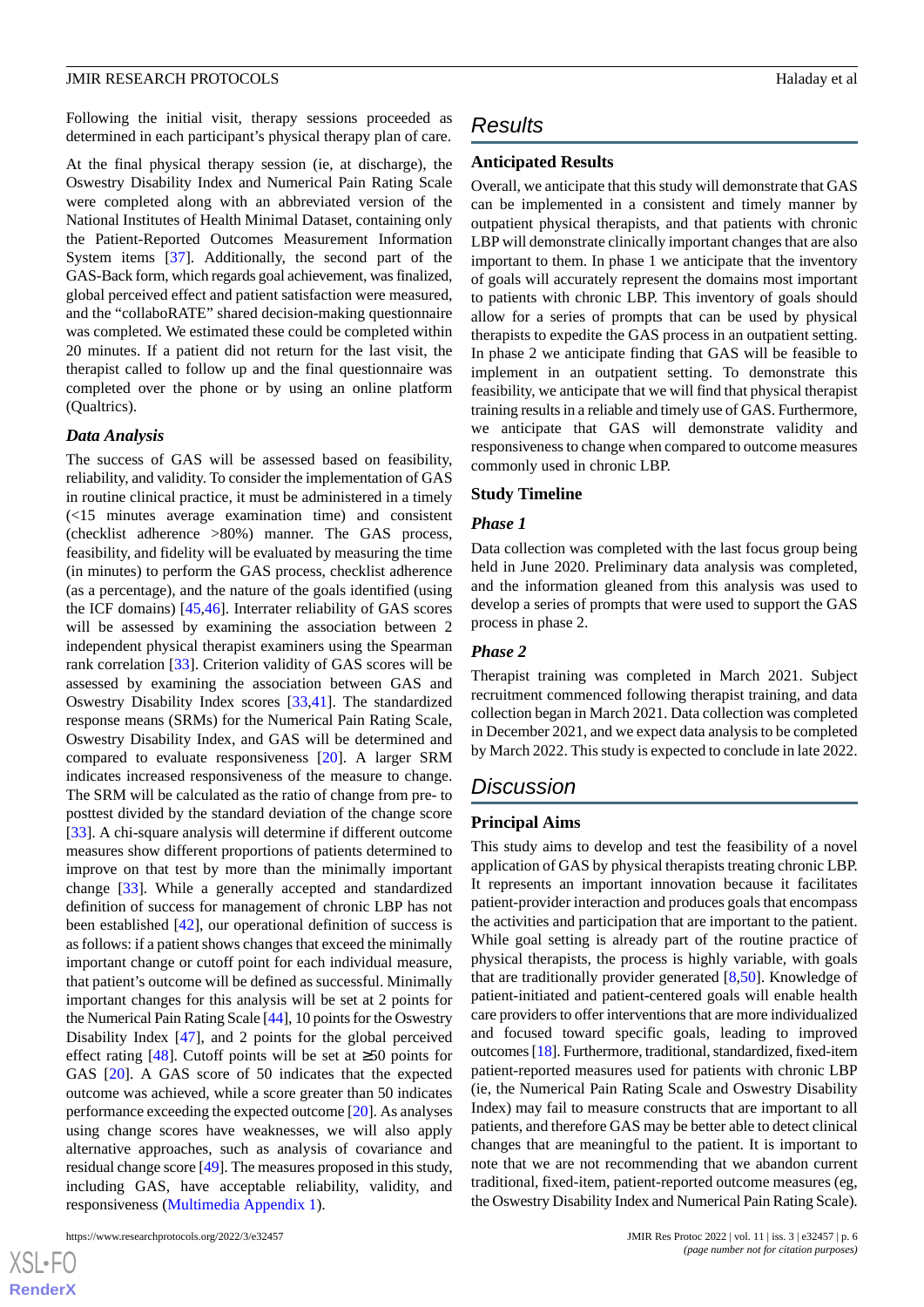Following the initial visit, therapy sessions proceeded as determined in each participant's physical therapy plan of care.

At the final physical therapy session (ie, at discharge), the Oswestry Disability Index and Numerical Pain Rating Scale were completed along with an abbreviated version of the National Institutes of Health Minimal Dataset, containing only the Patient-Reported Outcomes Measurement Information System items [37]. Additionally, the second part of the GAS-Back form, which regards goal achievement, was finalized, global perceived effect and patient satisfaction were measured, and the "collaboRATE" shared decision-making questionnaire was completed. We estimated these could be completed within 20 minutes. If a patient did not return for the last visit, the therapist called to follow up and the final questionnaire was completed over the phone or by using an online platform (Qualtrics).

### *Data Analysis*

The success of GAS will be assessed based on feasibility, reliability, and validity. To consider the implementation of GAS in routine clinical practice, it must be administered in a timely (<15 minutes average examination time) and consistent (checklist adherence >80%) manner. The GAS process, feasibility, and fidelity will be evaluated by measuring the time (in minutes) to perform the GAS process, checklist adherence (as a percentage), and the nature of the goals identified (using the ICF domains) [45,46]. Interrater reliability of GAS scores will be assessed by examining the association between 2 independent physical therapist examiners using the Spearman rank correlation [33]. Criterion validity of GAS scores will be assessed by examining the association between GAS and Oswestry Disability Index scores [33,41]. The standardized response means (SRMs) for the Numerical Pain Rating Scale, Oswestry Disability Index, and GAS will be determined and compared to evaluate responsiveness [20]. A larger SRM indicates increased responsiveness of the measure to change. The SRM will be calculated as the ratio of change from pre- to posttest divided by the standard deviation of the change score [33]. A chi-square analysis will determine if different outcome measures show different proportions of patients determined to improve on that test by more than the minimally important change [33]. While a generally accepted and standardized definition of success for management of chronic LBP has not been established [42], our operational definition of success is as follows: if a patient shows changes that exceed the minimally important change or cutoff point for each individual measure, that patient's outcome will be defined as successful. Minimally important changes for this analysis will be set at 2 points for the Numerical Pain Rating Scale [44], 10 points for the Oswestry Disability Index [47], and 2 points for the global perceived effect rating [48]. Cutoff points will be set at ≥50 points for GAS [20]. A GAS score of 50 indicates that the expected outcome was achieved, while a score greater than 50 indicates performance exceeding the expected outcome [20]. As analyses using change scores have weaknesses, we will also apply alternative approaches, such as analysis of covariance and residual change score [49]. The measures proposed in this study, including GAS, have acceptable reliability, validity, and responsiveness (Multimedia Appendix 1).

## Results

### Anticipated Results

Overall, we anticipate that this study will demonstrate that GAS can be implemented in a consistent and timely manner by outpatient physical therapists, and that patients with chronic LBP will demonstrate clinically important changes that are also important to them. In phase 1 we anticipate that the inventory of goals will accurately represent the domains most important to patients with chronic LBP. This inventory of goals should allow for a series of prompts that can be used by physical therapists to expedite the GAS process in an outpatient setting. In phase 2 we anticipate finding that GAS will be feasible to implement in an outpatient setting. To demonstrate this feasibility, we anticipate that we will find that physical therapist training results in a reliable and timely use of GAS. Furthermore, we anticipate that GAS will demonstrate validity and responsiveness to change when compared to outcome measures commonly used in chronic LBP.

### Study Timeline

#### *Phase 1*

Data collection was completed with the last focus group being held in June 2020. Preliminary data analysis was completed, and the information gleaned from this analysis was used to develop a series of prompts that were used to support the GAS process in phase 2.

#### *Phase 2*

Therapist training was completed in March 2021. Subject recruitment commenced following therapist training, and data collection began in March 2021. Data collection was completed in December 2021, and we expect data analysis to be completed by March 2022. This study is expected to conclude in late 2022.

## Discussion

### Principal Aims

This study aims to develop and test the feasibility of a novel application of GAS by physical therapists treating chronic LBP. It represents an important innovation because it facilitates patient-provider interaction and produces goals that encompass the activities and participation that are important to the patient. While goal setting is already part of the routine practice of physical therapists, the process is highly variable, with goals that are traditionally provider generated [8,50]. Knowledge of patient-initiated and patient-centered goals will enable health care providers to offer interventions that are more individualized and focused toward specific goals, leading to improved outcomes [18]. Furthermore, traditional, standardized, fixed-item patient-reported measures used for patients with chronic LBP (ie, the Numerical Pain Rating Scale and Oswestry Disability Index) may fail to measure constructs that are important to all patients, and therefore GAS may be better able to detect clinical changes that are meaningful to the patient. It is important to note that we are not recommending that we abandon current traditional, fixed-item, patient-reported outcome measures (eg, the Oswestry Disability Index and Numerical Pain Rating Scale).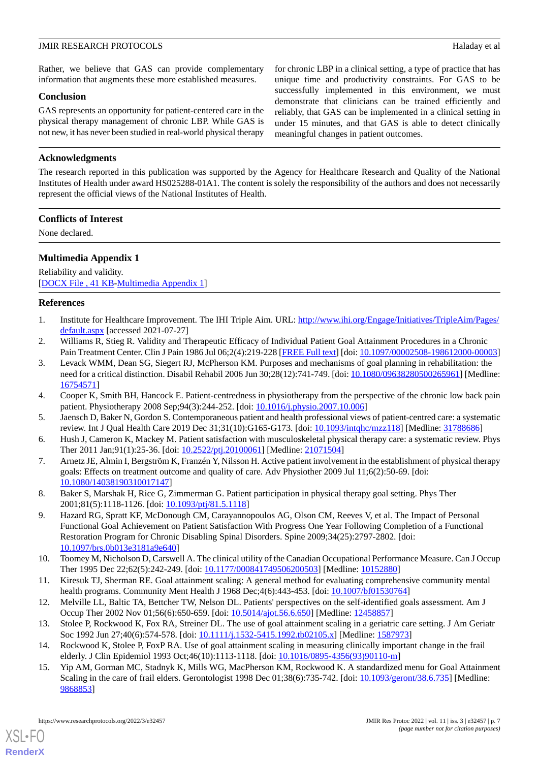Rather, we believe that GAS can provide complementary information that augments these more established measures.

## Conclusion

GAS represents an opportunity for patient-centered care in the physical therapy management of chronic LBP. While GAS is not new, it has never been studied in real-world physical therapy for chronic LBP in a clinical setting, a type of practice that has unique time and productivity constraints. For GAS to be successfully implemented in this environment, we must demonstrate that clinicians can be trained efficiently and reliably, that GAS can be implemented in a clinical setting in under 15 minutes, and that GAS is able to detect clinically meaningful changes in patient outcomes.

## Acknowledgments

The research reported in this publication was supported by the Agency for Healthcare Research and Quality of the National Institutes of Health under award HS025288-01A1. The content is solely the responsibility of the authors and does not necessarily represent the official views of the National Institutes of Health.

## Conflicts of Interest

None declared.

## Multimedia Appendix 1

Reliability and validity.
[DOCX File , 41 KB-Multimedia Appendix 1]

## References

1. Institute for Healthcare Improvement. The IHI Triple Aim. URL: http://www.ihi.org/Engage/Initiatives/TripleAim/Pages/default.aspx [accessed 2021-07-27]
2. Williams R, Stieg R. Validity and Therapeutic Efficacy of Individual Patient Goal Attainment Procedures in a Chronic Pain Treatment Center. Clin J Pain 1986 Jul 06;2(4):219-228 [FREE Full text] [doi: 10.1097/00002508-198612000-00003]
3. Levack WMM, Dean SG, Siegert RJ, McPherson KM. Purposes and mechanisms of goal planning in rehabilitation: the need for a critical distinction. Disabil Rehabil 2006 Jun 30;28(12):741-749. [doi: 10.1080/09638280500265961] [Medline: 16754571]
4. Cooper K, Smith BH, Hancock E. Patient-centredness in physiotherapy from the perspective of the chronic low back pain patient. Physiotherapy 2008 Sep;94(3):244-252. [doi: 10.1016/j.physio.2007.10.006]
5. Jaensch D, Baker N, Gordon S. Contemporaneous patient and health professional views of patient-centred care: a systematic review. Int J Qual Health Care 2019 Dec 31;31(10):G165-G173. [doi: 10.1093/intqhc/mzz118] [Medline: 31788686]
6. Hush J, Cameron K, Mackey M. Patient satisfaction with musculoskeletal physical therapy care: a systematic review. Phys Ther 2011 Jan;91(1):25-36. [doi: 10.2522/ptj.20100061] [Medline: 21071504]
7. Arnetz JE, Almin I, Bergström K, Franzén Y, Nilsson H. Active patient involvement in the establishment of physical therapy goals: Effects on treatment outcome and quality of care. Adv Physiother 2009 Jul 11;6(2):50-69. [doi: 10.1080/14038190310017147]
8. Baker S, Marshak H, Rice G, Zimmerman G. Patient participation in physical therapy goal setting. Phys Ther 2001;81(5):1118-1126. [doi: 10.1093/ptj/81.5.1118]
9. Hazard RG, Spratt KF, McDonough CM, Carayannopoulos AG, Olson CM, Reeves V, et al. The Impact of Personal Functional Goal Achievement on Patient Satisfaction With Progress One Year Following Completion of a Functional Restoration Program for Chronic Disabling Spinal Disorders. Spine 2009;34(25):2797-2802. [doi: 10.1097/brs.0b013e3181a9e640]
10. Toomey M, Nicholson D, Carswell A. The clinical utility of the Canadian Occupational Performance Measure. Can J Occup Ther 1995 Dec 22;62(5):242-249. [doi: 10.1177/000841749506200503] [Medline: 10152880]
11. Kiresuk TJ, Sherman RE. Goal attainment scaling: A general method for evaluating comprehensive community mental health programs. Community Ment Health J 1968 Dec;4(6):443-453. [doi: 10.1007/bf01530764]
12. Melville LL, Baltic TA, Bettcher TW, Nelson DL. Patients' perspectives on the self-identified goals assessment. Am J Occup Ther 2002 Nov 01;56(6):650-659. [doi: 10.5014/ajot.56.6.650] [Medline: 12458857]
13. Stolee P, Rockwood K, Fox RA, Streiner DL. The use of goal attainment scaling in a geriatric care setting. J Am Geriatr Soc 1992 Jun 27;40(6):574-578. [doi: 10.1111/j.1532-5415.1992.tb02105.x] [Medline: 1587973]
14. Rockwood K, Stolee P, FoxP RA. Use of goal attainment scaling in measuring clinically important change in the frail elderly. J Clin Epidemiol 1993 Oct;46(10):1113-1118. [doi: 10.1016/0895-4356(93)90110-m]
15. Yip AM, Gorman MC, Stadnyk K, Mills WG, MacPherson KM, Rockwood K. A standardized menu for Goal Attainment Scaling in the care of frail elders. Gerontologist 1998 Dec 01;38(6):735-742. [doi: 10.1093/geront/38.6.735] [Medline: 9868853]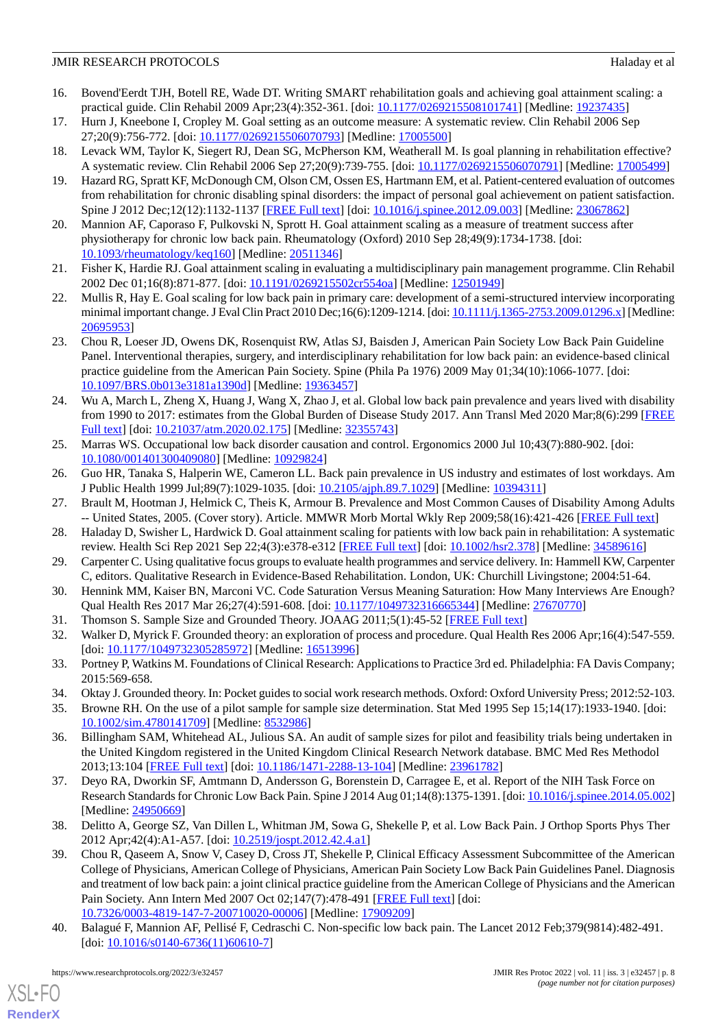16. Bovend'Eerdt TJH, Botell RE, Wade DT. Writing SMART rehabilitation goals and achieving goal attainment scaling: a practical guide. Clin Rehabil 2009 Apr;23(4):352-361. [doi: 10.1177/0269215508101741] [Medline: 19237435]
17. Hurn J, Kneebone I, Cropley M. Goal setting as an outcome measure: A systematic review. Clin Rehabil 2006 Sep 27;20(9):756-772. [doi: 10.1177/0269215506070793] [Medline: 17005500]
18. Levack WM, Taylor K, Siegert RJ, Dean SG, McPherson KM, Weatherall M. Is goal planning in rehabilitation effective? A systematic review. Clin Rehabil 2006 Sep 27;20(9):739-755. [doi: 10.1177/0269215506070791] [Medline: 17005499]
19. Hazard RG, Spratt KF, McDonough CM, Olson CM, Ossen ES, Hartmann EM, et al. Patient-centered evaluation of outcomes from rehabilitation for chronic disabling spinal disorders: the impact of personal goal achievement on patient satisfaction. Spine J 2012 Dec;12(12):1132-1137 [FREE Full text] [doi: 10.1016/j.spinee.2012.09.003] [Medline: 23067862]
20. Mannion AF, Caporaso F, Pulkovski N, Sprott H. Goal attainment scaling as a measure of treatment success after physiotherapy for chronic low back pain. Rheumatology (Oxford) 2010 Sep 28;49(9):1734-1738. [doi: 10.1093/rheumatology/keq160] [Medline: 20511346]
21. Fisher K, Hardie RJ. Goal attainment scaling in evaluating a multidisciplinary pain management programme. Clin Rehabil 2002 Dec 01;16(8):871-877. [doi: 10.1191/0269215502cr554oa] [Medline: 12501949]
22. Mullis R, Hay E. Goal scaling for low back pain in primary care: development of a semi-structured interview incorporating minimal important change. J Eval Clin Pract 2010 Dec;16(6):1209-1214. [doi: 10.1111/j.1365-2753.2009.01296.x] [Medline: 20695953]
23. Chou R, Loeser JD, Owens DK, Rosenquist RW, Atlas SJ, Baisden J, American Pain Society Low Back Pain Guideline Panel. Interventional therapies, surgery, and interdisciplinary rehabilitation for low back pain: an evidence-based clinical practice guideline from the American Pain Society. Spine (Phila Pa 1976) 2009 May 01;34(10):1066-1077. [doi: 10.1097/BRS.0b013e3181a1390d] [Medline: 19363457]
24. Wu A, March L, Zheng X, Huang J, Wang X, Zhao J, et al. Global low back pain prevalence and years lived with disability from 1990 to 2017: estimates from the Global Burden of Disease Study 2017. Ann Transl Med 2020 Mar;8(6):299 [FREE Full text] [doi: 10.21037/atm.2020.02.175] [Medline: 32355743]
25. Marras WS. Occupational low back disorder causation and control. Ergonomics 2000 Jul 10;43(7):880-902. [doi: 10.1080/001401300409080] [Medline: 10929824]
26. Guo HR, Tanaka S, Halperin WE, Cameron LL. Back pain prevalence in US industry and estimates of lost workdays. Am J Public Health 1999 Jul;89(7):1029-1035. [doi: 10.2105/ajph.89.7.1029] [Medline: 10394311]
27. Brault M, Hootman J, Helmick C, Theis K, Armour B. Prevalence and Most Common Causes of Disability Among Adults -- United States, 2005. (Cover story). Article. MMWR Morb Mortal Wkly Rep 2009;58(16):421-426 [FREE Full text]
28. Haladay D, Swisher L, Hardwick D. Goal attainment scaling for patients with low back pain in rehabilitation: A systematic review. Health Sci Rep 2021 Sep 22;4(3):e378-e312 [FREE Full text] [doi: 10.1002/hsr2.378] [Medline: 34589616]
29. Carpenter C. Using qualitative focus groups to evaluate health programmes and service delivery. In: Hammell KW, Carpenter C, editors. Qualitative Research in Evidence-Based Rehabilitation. London, UK: Churchill Livingstone; 2004:51-64.
30. Hennink MM, Kaiser BN, Marconi VC. Code Saturation Versus Meaning Saturation: How Many Interviews Are Enough? Qual Health Res 2017 Mar 26;27(4):591-608. [doi: 10.1177/1049732316665344] [Medline: 27670770]
31. Thomson S. Sample Size and Grounded Theory. JOAAG 2011;5(1):45-52 [FREE Full text]
32. Walker D, Myrick F. Grounded theory: an exploration of process and procedure. Qual Health Res 2006 Apr;16(4):547-559. [doi: 10.1177/1049732305285972] [Medline: 16513996]
33. Portney P, Watkins M. Foundations of Clinical Research: Applications to Practice 3rd ed. Philadelphia: FA Davis Company; 2015:569-658.
34. Oktay J. Grounded theory. In: Pocket guides to social work research methods. Oxford: Oxford University Press; 2012:52-103.
35. Browne RH. On the use of a pilot sample for sample size determination. Stat Med 1995 Sep 15;14(17):1933-1940. [doi: 10.1002/sim.4780141709] [Medline: 8532986]
36. Billingham SAM, Whitehead AL, Julious SA. An audit of sample sizes for pilot and feasibility trials being undertaken in the United Kingdom registered in the United Kingdom Clinical Research Network database. BMC Med Res Methodol 2013;13:104 [FREE Full text] [doi: 10.1186/1471-2288-13-104] [Medline: 23961782]
37. Deyo RA, Dworkin SF, Amtmann D, Andersson G, Borenstein D, Carragee E, et al. Report of the NIH Task Force on Research Standards for Chronic Low Back Pain. Spine J 2014 Aug 01;14(8):1375-1391. [doi: 10.1016/j.spinee.2014.05.002] [Medline: 24950669]
38. Delitto A, George SZ, Van Dillen L, Whitman JM, Sowa G, Shekelle P, et al. Low Back Pain. J Orthop Sports Phys Ther 2012 Apr;42(4):A1-A57. [doi: 10.2519/jospt.2012.42.4.a1]
39. Chou R, Qaseem A, Snow V, Casey D, Cross JT, Shekelle P, Clinical Efficacy Assessment Subcommittee of the American College of Physicians, American College of Physicians, American Pain Society Low Back Pain Guidelines Panel. Diagnosis and treatment of low back pain: a joint clinical practice guideline from the American College of Physicians and the American Pain Society. Ann Intern Med 2007 Oct 02;147(7):478-491 [FREE Full text] [doi: 10.7326/0003-4819-147-7-200710020-00006] [Medline: 17909209]
40. Balagué F, Mannion AF, Pellisé F, Cedraschi C. Non-specific low back pain. The Lancet 2012 Feb;379(9814):482-491. [doi: 10.1016/s0140-6736(11)60610-7]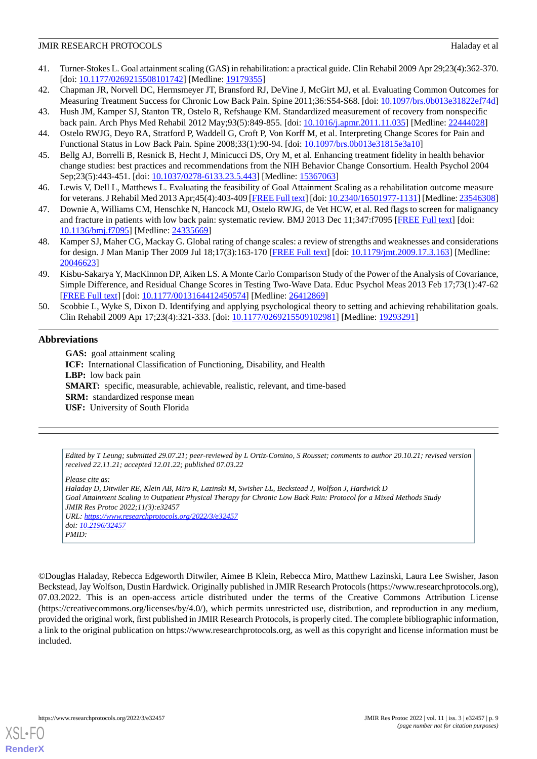41. Turner-Stokes L. Goal attainment scaling (GAS) in rehabilitation: a practical guide. Clin Rehabil 2009 Apr 29;23(4):362-370. [doi: 10.1177/0269215508101742] [Medline: 19179355]
42. Chapman JR, Norvell DC, Hermsmeyer JT, Bransford RJ, DeVine J, McGirt MJ, et al. Evaluating Common Outcomes for Measuring Treatment Success for Chronic Low Back Pain. Spine 2011;36:S54-S68. [doi: 10.1097/brs.0b013e31822ef74d]
43. Hush JM, Kamper SJ, Stanton TR, Ostelo R, Refshauge KM. Standardized measurement of recovery from nonspecific back pain. Arch Phys Med Rehabil 2012 May;93(5):849-855. [doi: 10.1016/j.apmr.2011.11.035] [Medline: 22444028]
44. Ostelo RWJG, Deyo RA, Stratford P, Waddell G, Croft P, Von Korff M, et al. Interpreting Change Scores for Pain and Functional Status in Low Back Pain. Spine 2008;33(1):90-94. [doi: 10.1097/brs.0b013e31815e3a10]
45. Bellg AJ, Borrelli B, Resnick B, Hecht J, Minicucci DS, Ory M, et al. Enhancing treatment fidelity in health behavior change studies: best practices and recommendations from the NIH Behavior Change Consortium. Health Psychol 2004 Sep;23(5):443-451. [doi: 10.1037/0278-6133.23.5.443] [Medline: 15367063]
46. Lewis V, Dell L, Matthews L. Evaluating the feasibility of Goal Attainment Scaling as a rehabilitation outcome measure for veterans. J Rehabil Med 2013 Apr;45(4):403-409 [FREE Full text] [doi: 10.2340/16501977-1131] [Medline: 23546308]
47. Downie A, Williams CM, Henschke N, Hancock MJ, Ostelo RWJG, de Vet HCW, et al. Red flags to screen for malignancy and fracture in patients with low back pain: systematic review. BMJ 2013 Dec 11;347:f7095 [FREE Full text] [doi: 10.1136/bmj.f7095] [Medline: 24335669]
48. Kamper SJ, Maher CG, Mackay G. Global rating of change scales: a review of strengths and weaknesses and considerations for design. J Man Manip Ther 2009 Jul 18;17(3):163-170 [FREE Full text] [doi: 10.1179/jmt.2009.17.3.163] [Medline: 20046623]
49. Kisbu-Sakarya Y, MacKinnon DP, Aiken LS. A Monte Carlo Comparison Study of the Power of the Analysis of Covariance, Simple Difference, and Residual Change Scores in Testing Two-Wave Data. Educ Psychol Meas 2013 Feb 17;73(1):47-62 [FREE Full text] [doi: 10.1177/0013164412450574] [Medline: 26412869]
50. Scobbie L, Wyke S, Dixon D. Identifying and applying psychological theory to setting and achieving rehabilitation goals. Clin Rehabil 2009 Apr 17;23(4):321-333. [doi: 10.1177/0269215509102981] [Medline: 19293291]

## Abbreviations

**GAS:** goal attainment scaling
**ICF:** International Classification of Functioning, Disability, and Health
**LBP:** low back pain
**SMART:** specific, measurable, achievable, realistic, relevant, and time-based
**SRM:** standardized response mean
**USF:** University of South Florida

*Edited by T Leung; submitted 29.07.21; peer-reviewed by L Ortiz-Comino, S Rousset; comments to author 20.10.21; revised version received 22.11.21; accepted 12.01.22; published 07.03.22*

*Please cite as:*
*Haladay D, Ditwiler RE, Klein AB, Miro R, Lazinski M, Swisher LL, Beckstead J, Wolfson J, Hardwick D*
*Goal Attainment Scaling in Outpatient Physical Therapy for Chronic Low Back Pain: Protocol for a Mixed Methods Study*
*JMIR Res Protoc 2022;11(3):e32457*
*URL: https://www.researchprotocols.org/2022/3/e32457*
*doi: 10.2196/32457*
*PMID:*

©Douglas Haladay, Rebecca Edgeworth Ditwiler, Aimee B Klein, Rebecca Miro, Matthew Lazinski, Laura Lee Swisher, Jason Beckstead, Jay Wolfson, Dustin Hardwick. Originally published in JMIR Research Protocols (https://www.researchprotocols.org), 07.03.2022. This is an open-access article distributed under the terms of the Creative Commons Attribution License (https://creativecommons.org/licenses/by/4.0/), which permits unrestricted use, distribution, and reproduction in any medium, provided the original work, first published in JMIR Research Protocols, is properly cited. The complete bibliographic information, a link to the original publication on https://www.researchprotocols.org, as well as this copyright and license information must be included.